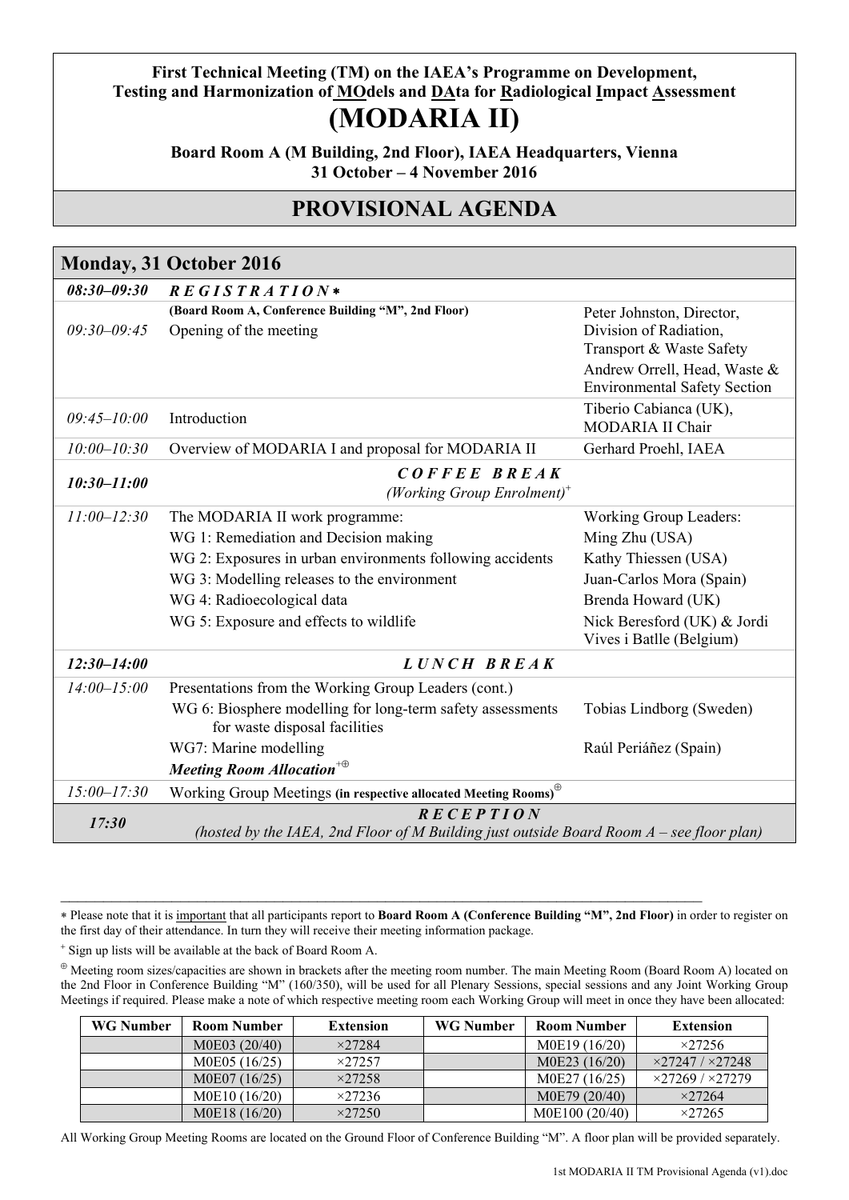**First Technical Meeting (TM) on the IAEA's Programme on Development, Testing and Harmonization of MOdels and DAta for Radiological Impact Assessment**

# (MODARIA II)

**Board Room A (M Building, 2nd Floor), IAEA Headquarters, Vienna**
**31 October – 4 November 2016**

## PROVISIONAL AGENDA

### Monday, 31 October 2016

| Time | Item | Speaker |
|---|---|---|
| ***08:30–09:30*** | ***R E G I S T R A T I O N*** * | |
| *09:30–09:45* | **(Board Room A, Conference Building "M", 2nd Floor)**<br>Opening of the meeting | Peter Johnston, Director, Division of Radiation, Transport & Waste Safety<br>Andrew Orrell, Head, Waste & Environmental Safety Section |
| *09:45–10:00* | Introduction | Tiberio Cabianca (UK), MODARIA II Chair |
| *10:00–10:30* | Overview of MODARIA I and proposal for MODARIA II | Gerhard Proehl, IAEA |
| ***10:30–11:00*** | ***C O F F E E   B R E A K***<br>*(Working Group Enrolment)*[+] | |
| *11:00–12:30* | The MODARIA II work programme: | Working Group Leaders: |
| | WG 1: Remediation and Decision making | Ming Zhu (USA) |
| | WG 2: Exposures in urban environments following accidents | Kathy Thiessen (USA) |
| | WG 3: Modelling releases to the environment | Juan-Carlos Mora (Spain) |
| | WG 4: Radioecological data | Brenda Howard (UK) |
| | WG 5: Exposure and effects to wildlife | Nick Beresford (UK) & Jordi Vives i Batlle (Belgium) |
| ***12:30–14:00*** | ***L U N C H   B R E A K*** | |
| *14:00–15:00* | Presentations from the Working Group Leaders (cont.) | |
| | WG 6: Biosphere modelling for long-term safety assessments for waste disposal facilities | Tobias Lindborg (Sweden) |
| | WG7: Marine modelling | Raúl Periáñez (Spain) |
| | ***Meeting Room Allocation***[+⊕] | |
| *15:00–17:30* | Working Group Meetings **(in respective allocated Meeting Rooms)**[⊕] | |
| ***17:30*** | ***R E C E P T I O N***<br>*(hosted by the IAEA, 2nd Floor of M Building just outside Board Room A – see floor plan)* | |

---

* Please note that it is important that all participants report to **Board Room A (Conference Building "M", 2nd Floor)** in order to register on the first day of their attendance. In turn they will receive their meeting information package.

[+] Sign up lists will be available at the back of Board Room A.

[⊕] Meeting room sizes/capacities are shown in brackets after the meeting room number. The main Meeting Room (Board Room A) located on the 2nd Floor in Conference Building "M" (160/350), will be used for all Plenary Sessions, special sessions and any Joint Working Group Meetings if required. Please make a note of which respective meeting room each Working Group will meet in once they have been allocated:

| WG Number | Room Number | Extension | WG Number | Room Number | Extension |
|---|---|---|---|---|---|
| | M0E03 (20/40) | ×27284 | | M0E19 (16/20) | ×27256 |
| | M0E05 (16/25) | ×27257 | | M0E23 (16/20) | ×27247 / ×27248 |
| | M0E07 (16/25) | ×27258 | | M0E27 (16/25) | ×27269 / ×27279 |
| | M0E10 (16/20) | ×27236 | | M0E79 (20/40) | ×27264 |
| | M0E18 (16/20) | ×27250 | | M0E100 (20/40) | ×27265 |

All Working Group Meeting Rooms are located on the Ground Floor of Conference Building "M". A floor plan will be provided separately.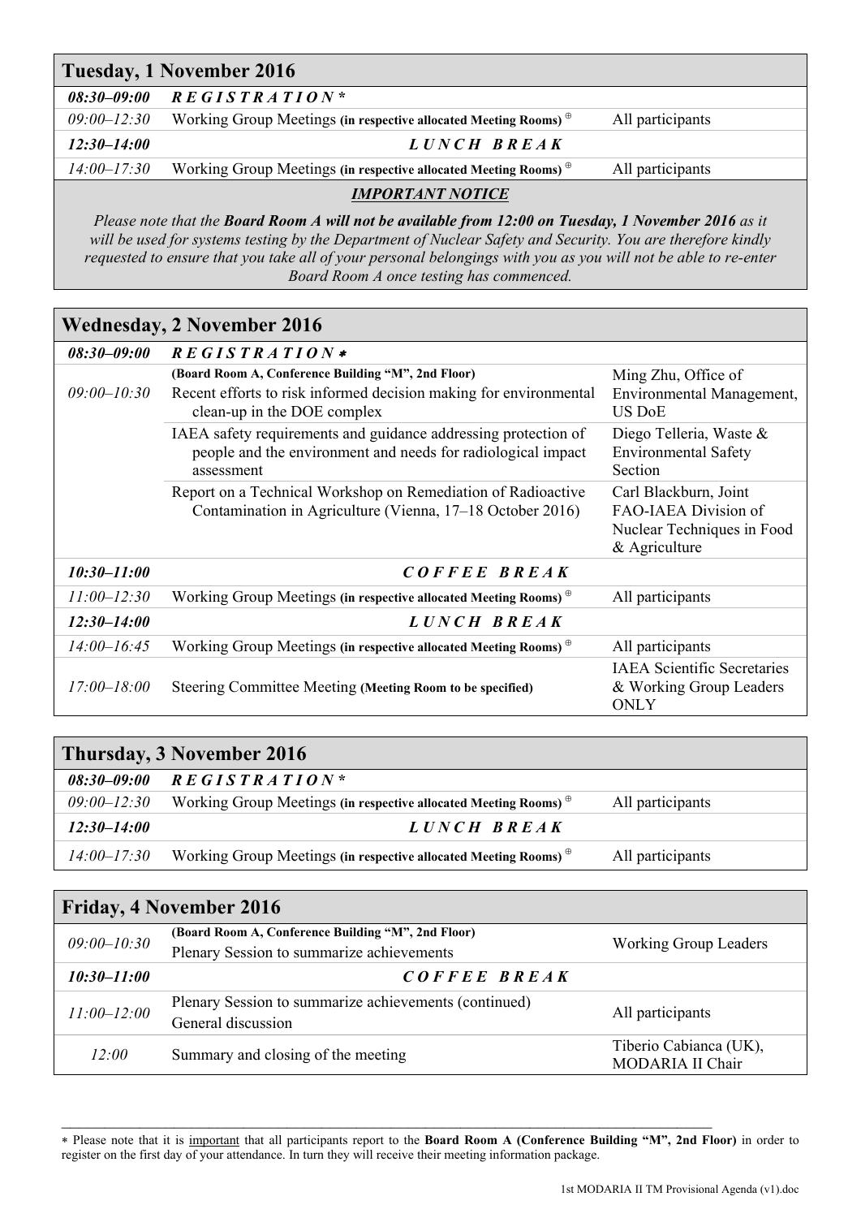## Tuesday, 1 November 2016

| | | |
|---|---|---|
| ***08:30–09:00*** | ***R E G I S T R A T I O N**** | |
| *09:00–12:30* | Working Group Meetings **(in respective allocated Meeting Rooms)** ⊕ | All participants |
| ***12:30–14:00*** | ***L U N C H   B R E A K*** | |
| *14:00–17:30* | Working Group Meetings **(in respective allocated Meeting Rooms)** ⊕ | All participants |

***IMPORTANT NOTICE***

*Please note that the **Board Room A will not be available from 12:00 on Tuesday, 1 November 2016** as it will be used for systems testing by the Department of Nuclear Safety and Security. You are therefore kindly requested to ensure that you take all of your personal belongings with you as you will not be able to re-enter Board Room A once testing has commenced.*

## Wednesday, 2 November 2016

| | | |
|---|---|---|
| ***08:30–09:00*** | ***R E G I S T R A T I O N**** | |
| *09:00–10:30* | **(Board Room A, Conference Building "M", 2nd Floor)** Recent efforts to risk informed decision making for environmental clean-up in the DOE complex | Ming Zhu, Office of Environmental Management, US DoE |
| | IAEA safety requirements and guidance addressing protection of people and the environment and needs for radiological impact assessment | Diego Telleria, Waste & Environmental Safety Section |
| | Report on a Technical Workshop on Remediation of Radioactive Contamination in Agriculture (Vienna, 17–18 October 2016) | Carl Blackburn, Joint FAO-IAEA Division of Nuclear Techniques in Food & Agriculture |
| ***10:30–11:00*** | ***C O F F E E   B R E A K*** | |
| *11:00–12:30* | Working Group Meetings **(in respective allocated Meeting Rooms)** ⊕ | All participants |
| ***12:30–14:00*** | ***L U N C H   B R E A K*** | |
| *14:00–16:45* | Working Group Meetings **(in respective allocated Meeting Rooms)** ⊕ | All participants |
| *17:00–18:00* | Steering Committee Meeting **(Meeting Room to be specified)** | IAEA Scientific Secretaries & Working Group Leaders ONLY |

## Thursday, 3 November 2016

| | | |
|---|---|---|
| ***08:30–09:00*** | ***R E G I S T R A T I O N**** | |
| *09:00–12:30* | Working Group Meetings **(in respective allocated Meeting Rooms)** ⊕ | All participants |
| ***12:30–14:00*** | ***L U N C H   B R E A K*** | |
| *14:00–17:30* | Working Group Meetings **(in respective allocated Meeting Rooms)** ⊕ | All participants |

## Friday, 4 November 2016

| | | |
|---|---|---|
| *09:00–10:30* | **(Board Room A, Conference Building "M", 2nd Floor)** Plenary Session to summarize achievements | Working Group Leaders |
| ***10:30–11:00*** | ***C O F F E E   B R E A K*** | |
| *11:00–12:00* | Plenary Session to summarize achievements (continued) General discussion | All participants |
| *12:00* | Summary and closing of the meeting | Tiberio Cabianca (UK), MODARIA II Chair |

---

* Please note that it is important that all participants report to the **Board Room A (Conference Building "M", 2nd Floor)** in order to register on the first day of your attendance. In turn they will receive their meeting information package.

1st MODARIA II TM Provisional Agenda (v1).doc